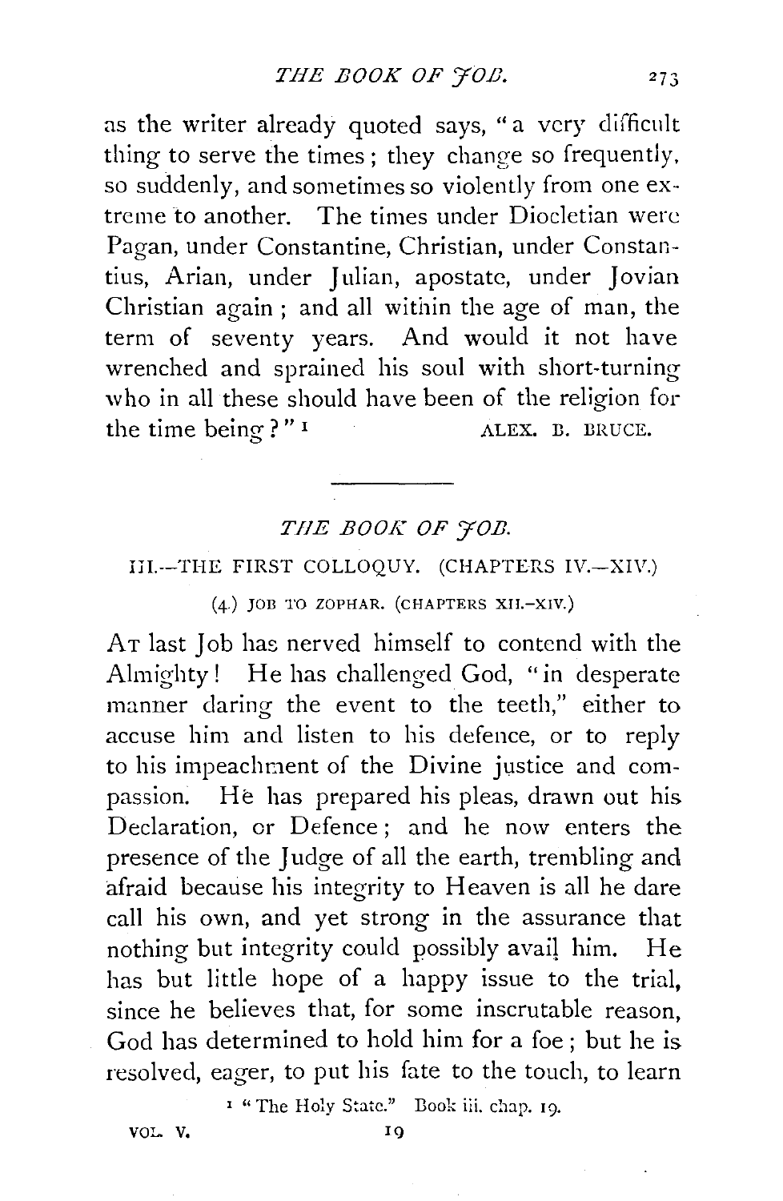as the writer already quoted says, "a very difficult thing to serve the times; they change so frequently, so suddenly, and sometimes so violently from one extreme to another. The times under Diocletian were Pagan, under Constantine, Christian, under Constantius, Arian, under Julian, apostate, under Jovian Christian again; and all within the age of man, the term of seventy years. And would it not have wrenched and sprained his soul with short-turning who in all these should have been of the religion for the time being?" [1]

ALEX. B. BRUCE.

---

## *THE BOOK OF JOB.*

### III.—THE FIRST COLLOQUY. (CHAPTERS IV.—XIV.)

#### (4.) JOB TO ZOPHAR. (CHAPTERS XII.–XIV.)

AT last Job has nerved himself to contend with the Almighty! He has challenged God, "in desperate manner daring the event to the teeth," either to accuse him and listen to his defence, or to reply to his impeachment of the Divine justice and compassion. He has prepared his pleas, drawn out his Declaration, or Defence; and he now enters the presence of the Judge of all the earth, trembling and afraid because his integrity to Heaven is all he dare call his own, and yet strong in the assurance that nothing but integrity could possibly avail him. He has but little hope of a happy issue to the trial, since he believes that, for some inscrutable reason, God has determined to hold him for a foe; but he is resolved, eager, to put his fate to the touch, to learn

[1] "The Holy State." Book iii. chap. 19.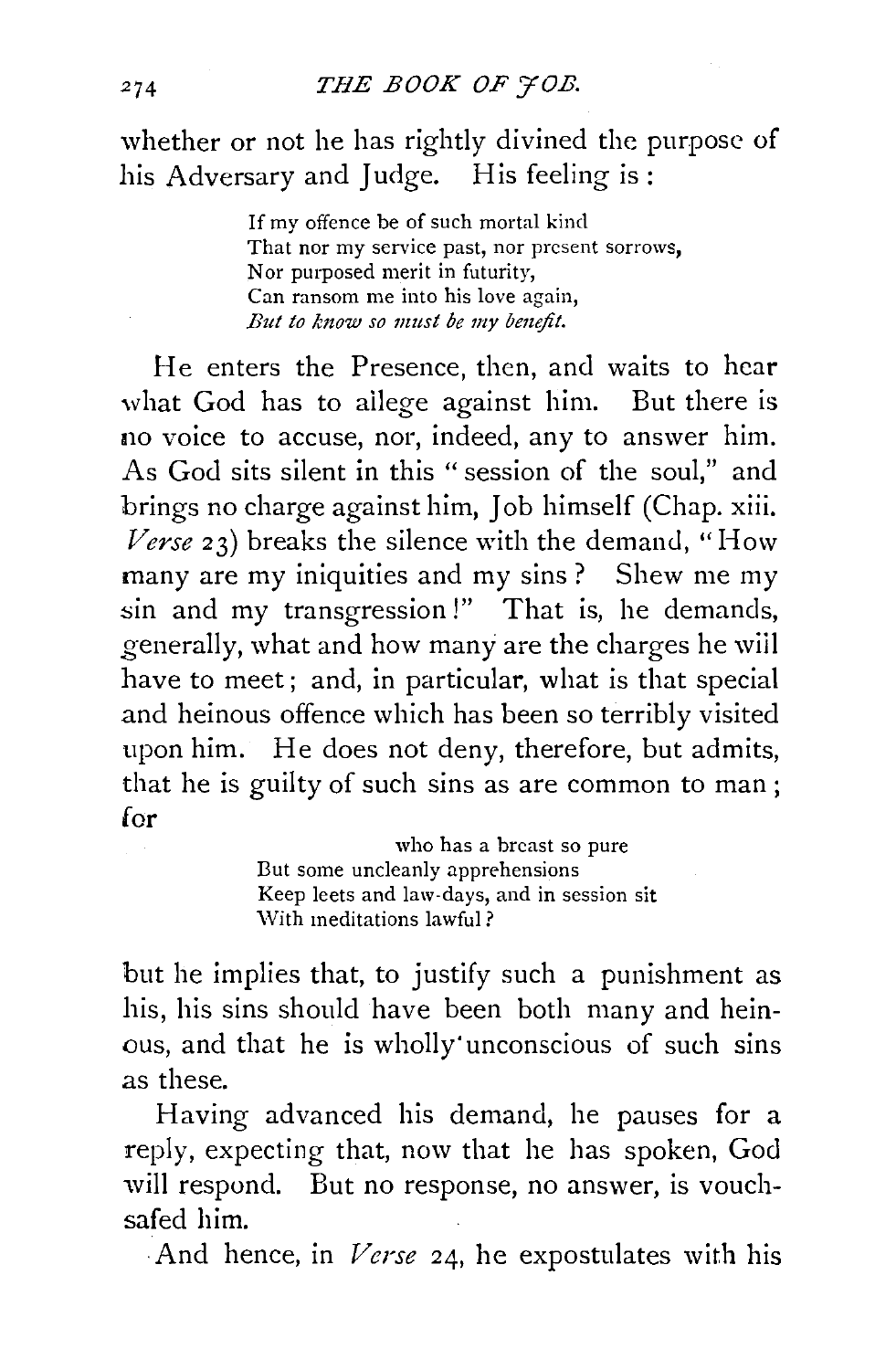whether or not he has rightly divined the purpose of his Adversary and Judge. His feeling is:

> If my offence be of such mortal kind
> That nor my service past, nor present sorrows,
> Nor purposed merit in futurity,
> Can ransom me into his love again,
> *But to know so must be my benefit.*

He enters the Presence, then, and waits to hear what God has to allege against him. But there is no voice to accuse, nor, indeed, any to answer him. As God sits silent in this "session of the soul," and brings no charge against him, Job himself (Chap. xiii. *Verse* 23) breaks the silence with the demand, "How many are my iniquities and my sins? Shew me my sin and my transgression!" That is, he demands, generally, what and how many are the charges he will have to meet; and, in particular, what is that special and heinous offence which has been so terribly visited upon him. He does not deny, therefore, but admits, that he is guilty of such sins as are common to man; for

> who has a breast so pure
> But some uncleanly apprehensions
> Keep leets and law-days, and in session sit
> With meditations lawful?

but he implies that, to justify such a punishment as his, his sins should have been both many and heinous, and that he is wholly unconscious of such sins as these.

Having advanced his demand, he pauses for a reply, expecting that, now that he has spoken, God will respond. But no response, no answer, is vouchsafed him.

And hence, in *Verse* 24, he expostulates with his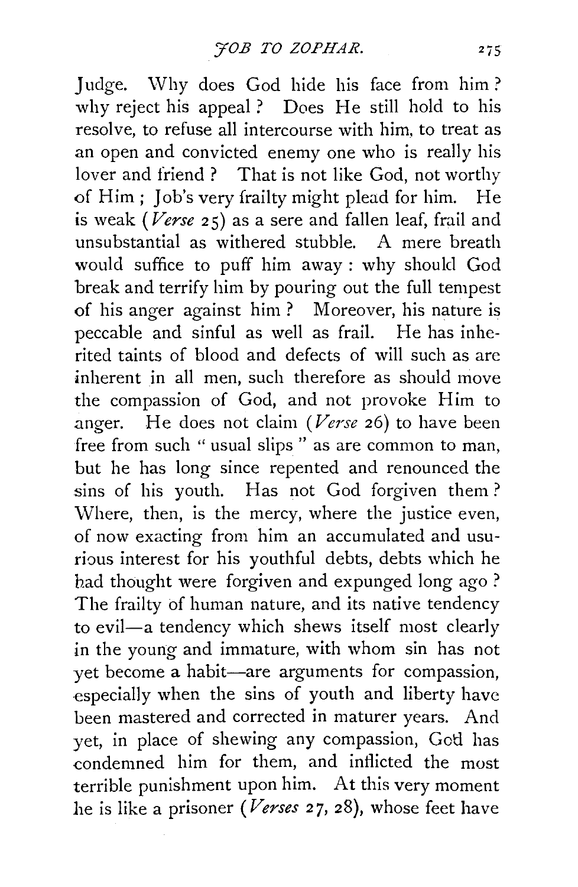Judge. Why does God hide his face from him? why reject his appeal? Does He still hold to his resolve, to refuse all intercourse with him, to treat as an open and convicted enemy one who is really his lover and friend? That is not like God, not worthy of Him; Job's very frailty might plead for him. He is weak (*Verse* 25) as a sere and fallen leaf, frail and unsubstantial as withered stubble. A mere breath would suffice to puff him away: why should God break and terrify him by pouring out the full tempest of his anger against him? Moreover, his nature is peccable and sinful as well as frail. He has inherited taints of blood and defects of will such as are inherent in all men, such therefore as should move the compassion of God, and not provoke Him to anger. He does not claim (*Verse* 26) to have been free from such "usual slips" as are common to man, but he has long since repented and renounced the sins of his youth. Has not God forgiven them? Where, then, is the mercy, where the justice even, of now exacting from him an accumulated and usurious interest for his youthful debts, debts which he had thought were forgiven and expunged long ago? The frailty of human nature, and its native tendency to evil—a tendency which shews itself most clearly in the young and immature, with whom sin has not yet become a habit—are arguments for compassion, especially when the sins of youth and liberty have been mastered and corrected in maturer years. And yet, in place of shewing any compassion, God has condemned him for them, and inflicted the most terrible punishment upon him. At this very moment he is like a prisoner (*Verses* 27, 28), whose feet have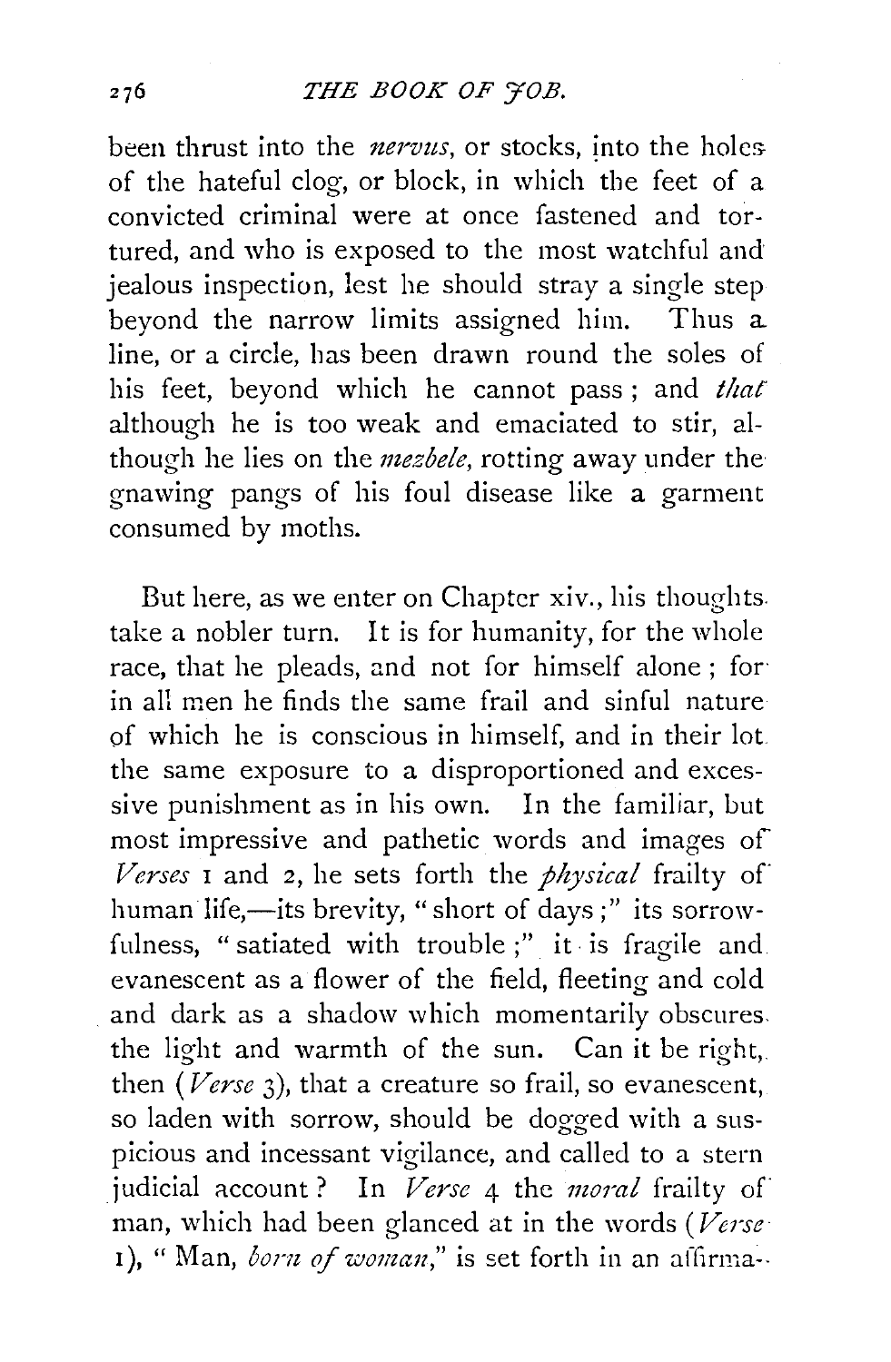been thrust into the *nervus*, or stocks, into the holes of the hateful clog, or block, in which the feet of a convicted criminal were at once fastened and tortured, and who is exposed to the most watchful and jealous inspection, lest he should stray a single step beyond the narrow limits assigned him. Thus a line, or a circle, has been drawn round the soles of his feet, beyond which he cannot pass; and *that* although he is too weak and emaciated to stir, although he lies on the *mezbele*, rotting away under the gnawing pangs of his foul disease like a garment consumed by moths.

But here, as we enter on Chapter xiv., his thoughts take a nobler turn. It is for humanity, for the whole race, that he pleads, and not for himself alone; for in all men he finds the same frail and sinful nature of which he is conscious in himself, and in their lot the same exposure to a disproportioned and excessive punishment as in his own. In the familiar, but most impressive and pathetic words and images of *Verses* 1 and 2, he sets forth the *physical* frailty of human life,—its brevity, "short of days;" its sorrowfulness, "satiated with trouble;" it is fragile and evanescent as a flower of the field, fleeting and cold and dark as a shadow which momentarily obscures the light and warmth of the sun. Can it be right, then (*Verse* 3), that a creature so frail, so evanescent, so laden with sorrow, should be dogged with a suspicious and incessant vigilance, and called to a stern judicial account? In *Verse* 4 the *moral* frailty of man, which had been glanced at in the words (*Verse* 1), "Man, *born of woman*," is set forth in an affirma-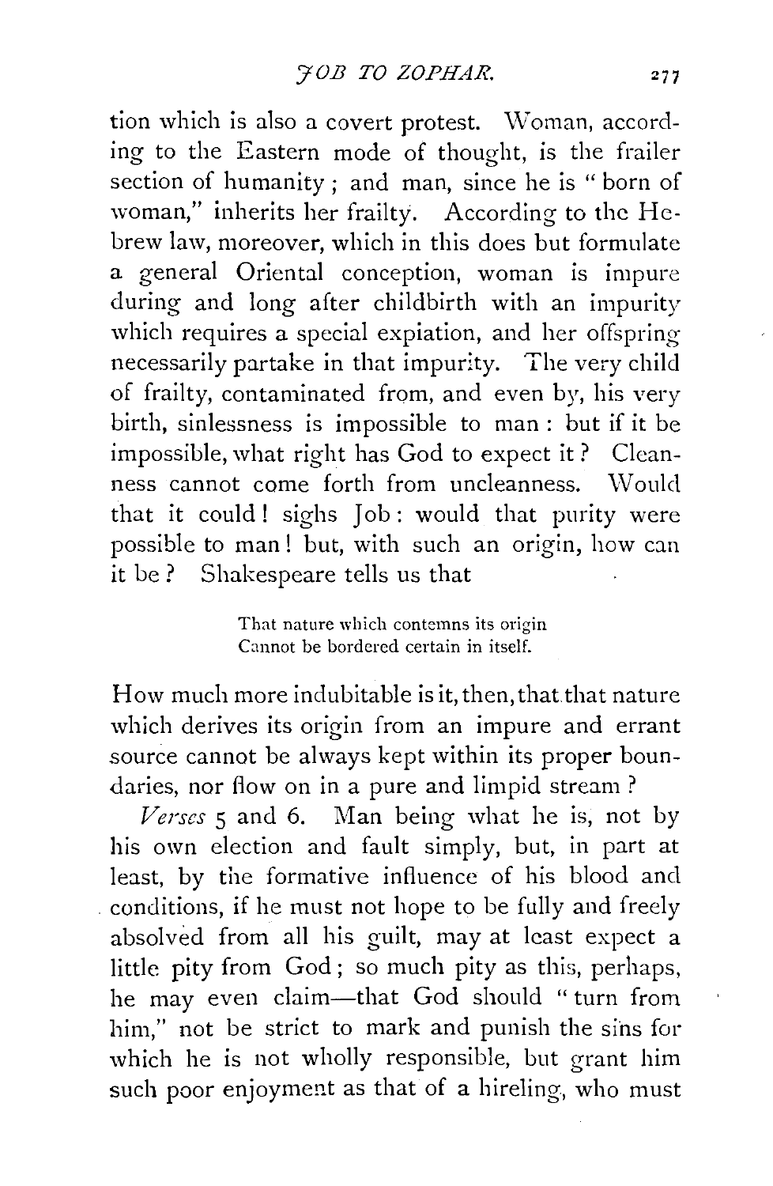tion which is also a covert protest. Woman, according to the Eastern mode of thought, is the frailer section of humanity; and man, since he is "born of woman," inherits her frailty. According to the Hebrew law, moreover, which in this does but formulate a general Oriental conception, woman is impure during and long after childbirth with an impurity which requires a special expiation, and her offspring necessarily partake in that impurity. The very child of frailty, contaminated from, and even by, his very birth, sinlessness is impossible to man: but if it be impossible, what right has God to expect it? Cleanness cannot come forth from uncleanness. Would that it could! sighs Job: would that purity were possible to man! but, with such an origin, how can it be? Shakespeare tells us that

> That nature which contemns its origin
> Cannot be bordered certain in itself.

How much more indubitable is it, then, that that nature which derives its origin from an impure and errant source cannot be always kept within its proper boundaries, nor flow on in a pure and limpid stream?

*Verses* 5 and 6. Man being what he is, not by his own election and fault simply, but, in part at least, by the formative influence of his blood and conditions, if he must not hope to be fully and freely absolved from all his guilt, may at least expect a little pity from God; so much pity as this, perhaps, he may even claim—that God should "turn from him," not be strict to mark and punish the sins for which he is not wholly responsible, but grant him such poor enjoyment as that of a hireling, who must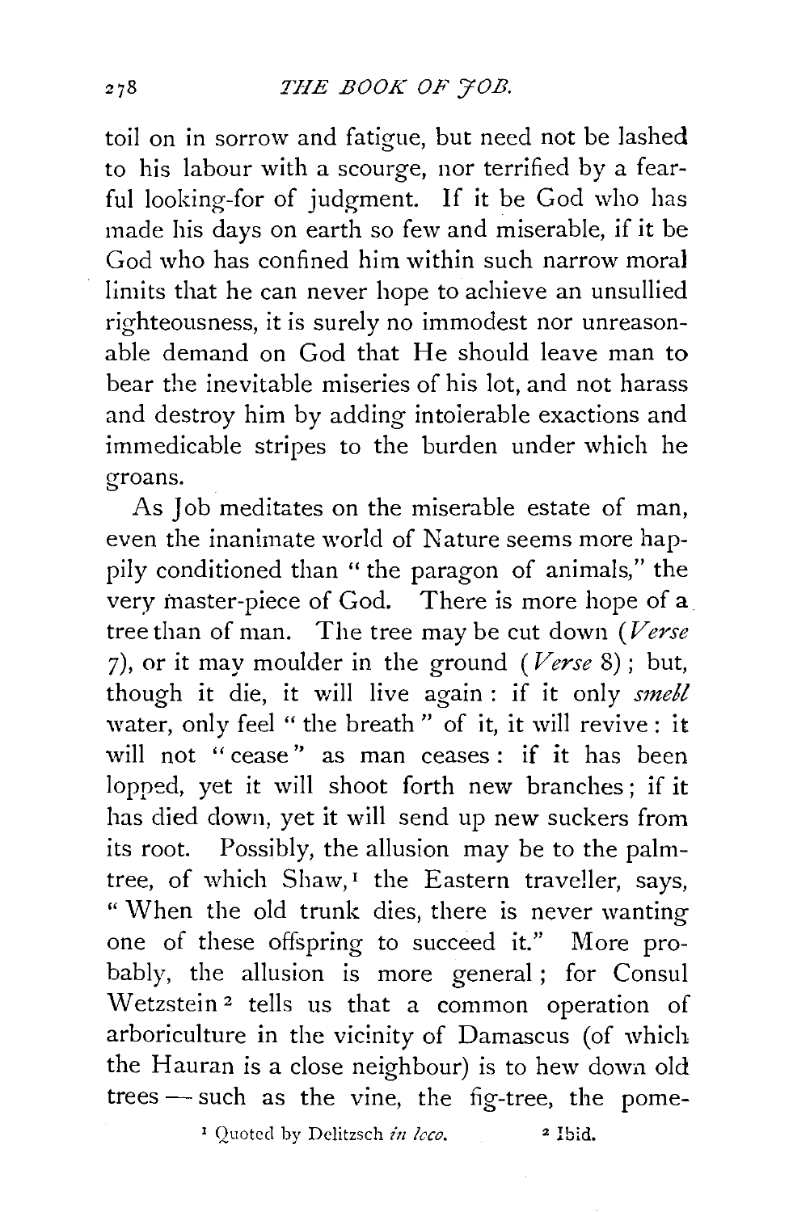toil on in sorrow and fatigue, but need not be lashed to his labour with a scourge, nor terrified by a fearful looking-for of judgment. If it be God who has made his days on earth so few and miserable, if it be God who has confined him within such narrow moral limits that he can never hope to achieve an unsullied righteousness, it is surely no immodest nor unreasonable demand on God that He should leave man to bear the inevitable miseries of his lot, and not harass and destroy him by adding intolerable exactions and immedicable stripes to the burden under which he groans.

As Job meditates on the miserable estate of man, even the inanimate world of Nature seems more happily conditioned than "the paragon of animals," the very master-piece of God. There is more hope of a tree than of man. The tree may be cut down (*Verse* 7), or it may moulder in the ground (*Verse* 8); but, though it die, it will live again: if it only *smell* water, only feel "the breath" of it, it will revive: it will not "cease" as man ceases: if it has been lopped, yet it will shoot forth new branches; if it has died down, yet it will send up new suckers from its root. Possibly, the allusion may be to the palm-tree, of which Shaw,[1] the Eastern traveller, says, "When the old trunk dies, there is never wanting one of these offspring to succeed it." More probably, the allusion is more general; for Consul Wetzstein[2] tells us that a common operation of arboriculture in the vicinity of Damascus (of which the Hauran is a close neighbour) is to hew down old trees — such as the vine, the fig-tree, the pome-

[1] Quoted by Delitzsch *in loco*. [2] Ibid.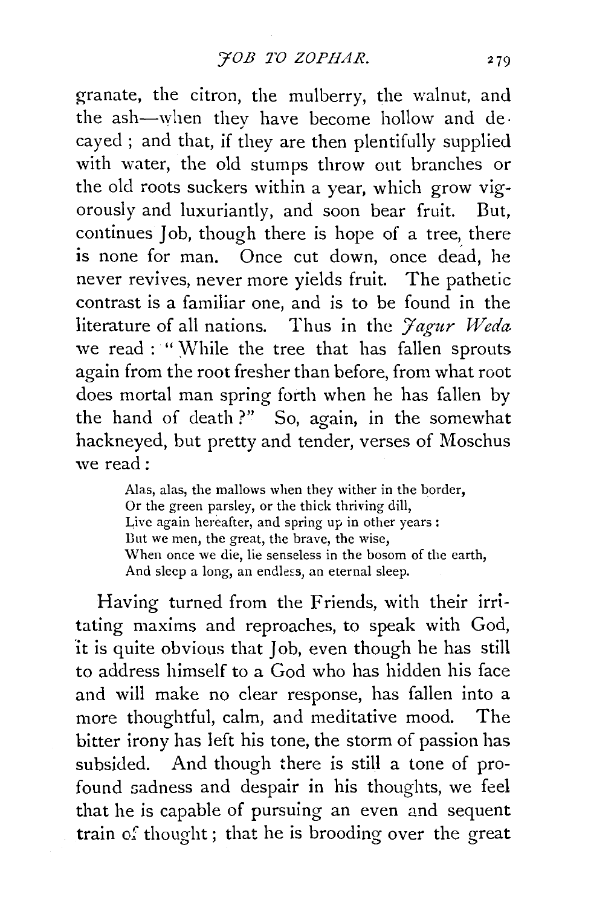granate, the citron, the mulberry, the walnut, and the ash—when they have become hollow and decayed; and that, if they are then plentifully supplied with water, the old stumps throw out branches or the old roots suckers within a year, which grow vigorously and luxuriantly, and soon bear fruit. But, continues Job, though there is hope of a tree, there is none for man. Once cut down, once dead, he never revives, never more yields fruit. The pathetic contrast is a familiar one, and is to be found in the literature of all nations. Thus in the *Jagur Weda* we read: "While the tree that has fallen sprouts again from the root fresher than before, from what root does mortal man spring forth when he has fallen by the hand of death?" So, again, in the somewhat hackneyed, but pretty and tender, verses of Moschus we read:

> Alas, alas, the mallows when they wither in the border,
> Or the green parsley, or the thick thriving dill,
> Live again hereafter, and spring up in other years:
> But we men, the great, the brave, the wise,
> When once we die, lie senseless in the bosom of the earth,
> And sleep a long, an endless, an eternal sleep.

Having turned from the Friends, with their irritating maxims and reproaches, to speak with God, it is quite obvious that Job, even though he has still to address himself to a God who has hidden his face and will make no clear response, has fallen into a more thoughtful, calm, and meditative mood. The bitter irony has left his tone, the storm of passion has subsided. And though there is still a tone of profound sadness and despair in his thoughts, we feel that he is capable of pursuing an even and sequent train of thought; that he is brooding over the great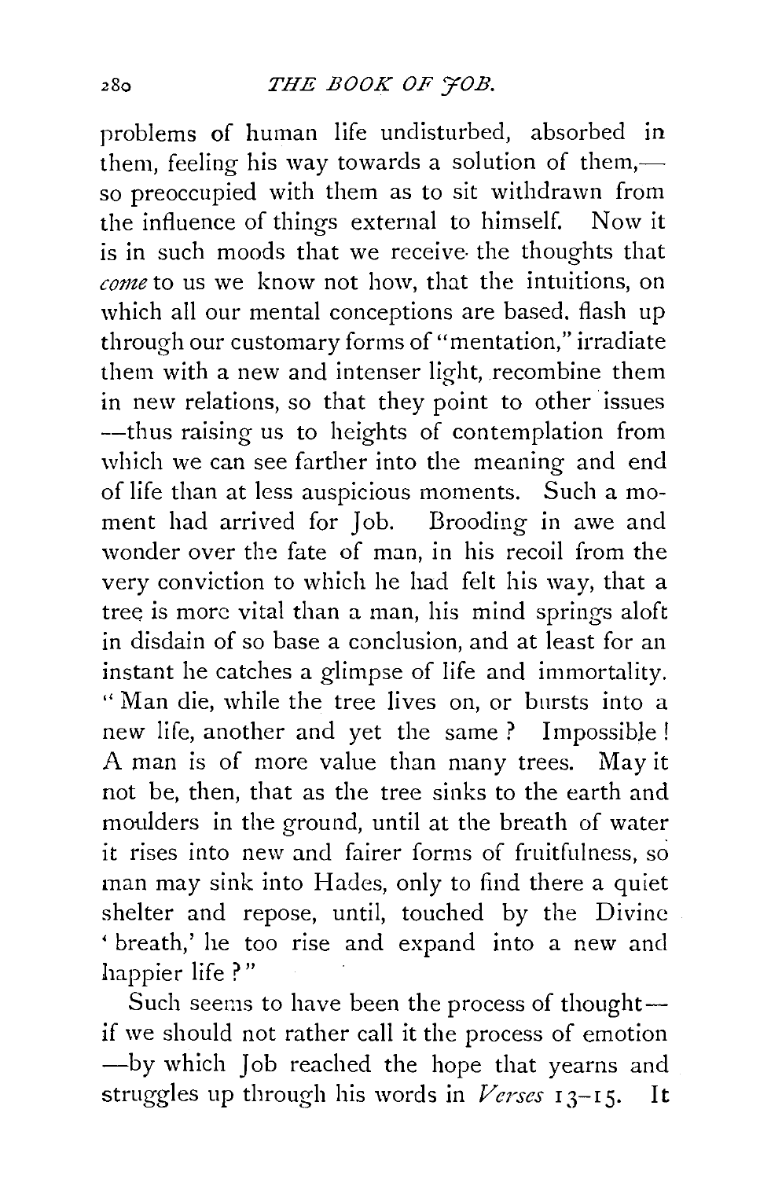problems of human life undisturbed, absorbed in them, feeling his way towards a solution of them,—so preoccupied with them as to sit withdrawn from the influence of things external to himself. Now it is in such moods that we receive the thoughts that *come* to us we know not how, that the intuitions, on which all our mental conceptions are based, flash up through our customary forms of "mentation," irradiate them with a new and intenser light, recombine them in new relations, so that they point to other issues—thus raising us to heights of contemplation from which we can see farther into the meaning and end of life than at less auspicious moments. Such a moment had arrived for Job. Brooding in awe and wonder over the fate of man, in his recoil from the very conviction to which he had felt his way, that a tree is more vital than a man, his mind springs aloft in disdain of so base a conclusion, and at least for an instant he catches a glimpse of life and immortality. "Man die, while the tree lives on, or bursts into a new life, another and yet the same? Impossible! A man is of more value than many trees. May it not be, then, that as the tree sinks to the earth and moulders in the ground, until at the breath of water it rises into new and fairer forms of fruitfulness, so man may sink into Hades, only to find there a quiet shelter and repose, until, touched by the Divine 'breath,' he too rise and expand into a new and happier life?"

Such seems to have been the process of thought—if we should not rather call it the process of emotion—by which Job reached the hope that yearns and struggles up through his words in *Verses* 13–15. It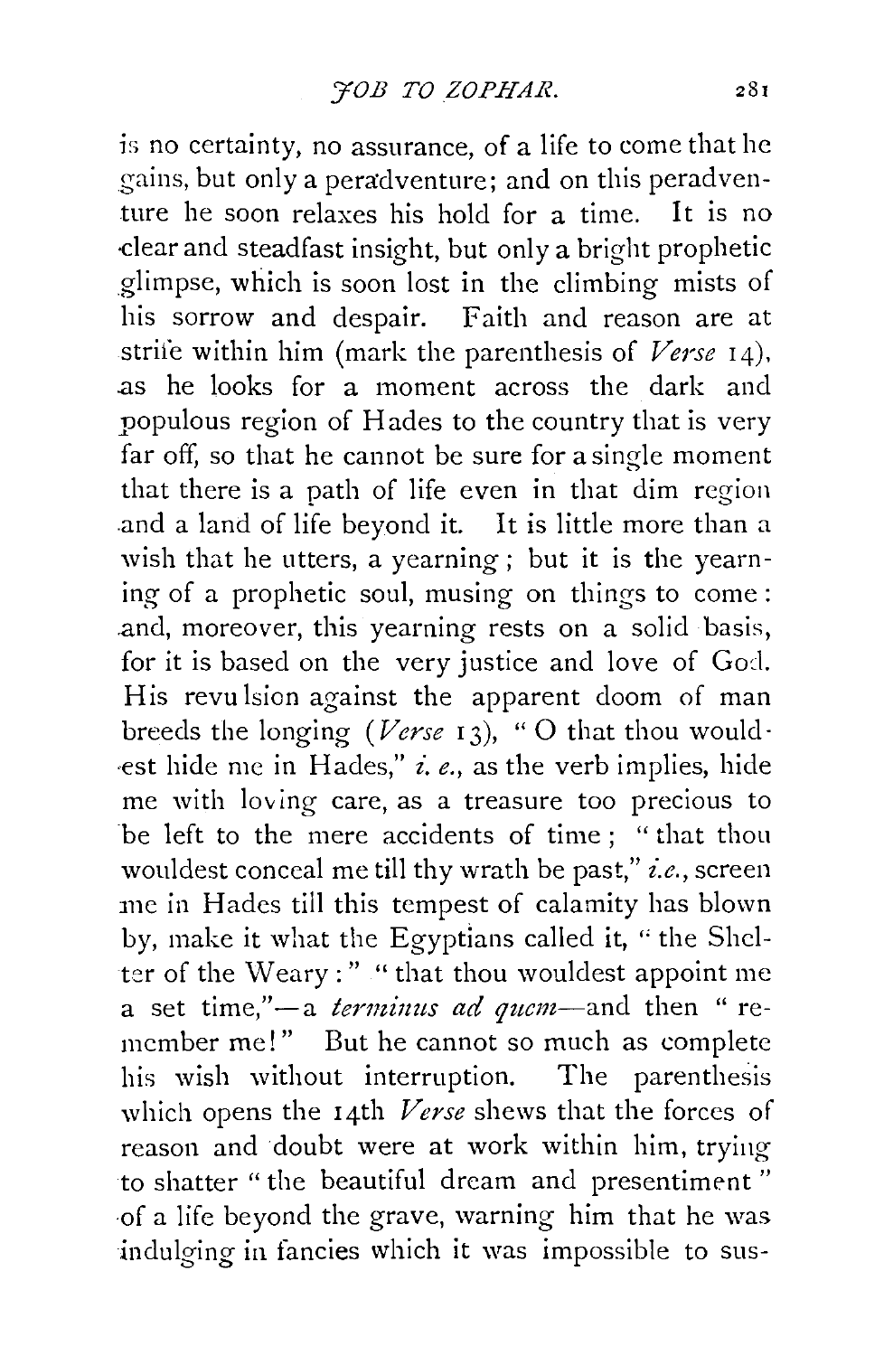is no certainty, no assurance, of a life to come that he gains, but only a peradventure; and on this peradventure he soon relaxes his hold for a time. It is no clear and steadfast insight, but only a bright prophetic glimpse, which is soon lost in the climbing mists of his sorrow and despair. Faith and reason are at strife within him (mark the parenthesis of *Verse* 14), as he looks for a moment across the dark and populous region of Hades to the country that is very far off, so that he cannot be sure for a single moment that there is a path of life even in that dim region and a land of life beyond it. It is little more than a wish that he utters, a yearning; but it is the yearning of a prophetic soul, musing on things to come: and, moreover, this yearning rests on a solid basis, for it is based on the very justice and love of God. His revulsion against the apparent doom of man breeds the longing (*Verse* 13), "O that thou wouldest hide me in Hades," *i. e.*, as the verb implies, hide me with loving care, as a treasure too precious to be left to the mere accidents of time; "that thou wouldest conceal me till thy wrath be past," *i.e.*, screen me in Hades till this tempest of calamity has blown by, make it what the Egyptians called it, "the Shelter of the Weary:" "that thou wouldest appoint me a set time,"—a *terminus ad quem*—and then "remember me!" But he cannot so much as complete his wish without interruption. The parenthesis which opens the 14th *Verse* shews that the forces of reason and doubt were at work within him, trying to shatter "the beautiful dream and presentiment" of a life beyond the grave, warning him that he was indulging in fancies which it was impossible to sus-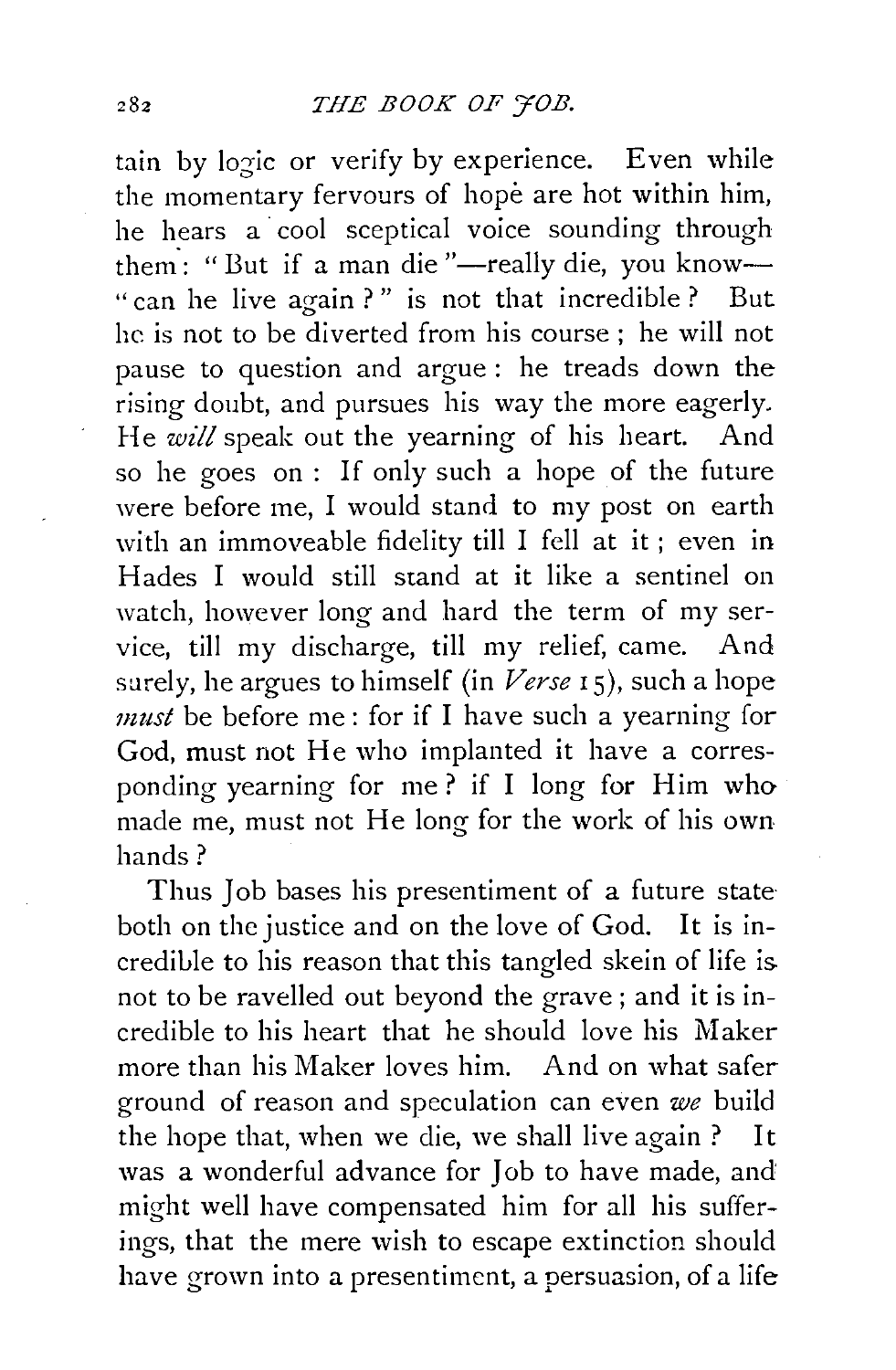tain by logic or verify by experience. Even while the momentary fervours of hope are hot within him, he hears a cool sceptical voice sounding through them: "But if a man die"—really die, you know—"can he live again?" is not that incredible? But he is not to be diverted from his course; he will not pause to question and argue: he treads down the rising doubt, and pursues his way the more eagerly. He *will* speak out the yearning of his heart. And so he goes on: If only such a hope of the future were before me, I would stand to my post on earth with an immoveable fidelity till I fell at it; even in Hades I would still stand at it like a sentinel on watch, however long and hard the term of my service, till my discharge, till my relief, came. And surely, he argues to himself (in *Verse* 15), such a hope *must* be before me: for if I have such a yearning for God, must not He who implanted it have a corresponding yearning for me? if I long for Him who made me, must not He long for the work of his own hands?

Thus Job bases his presentiment of a future state both on the justice and on the love of God. It is incredible to his reason that this tangled skein of life is not to be ravelled out beyond the grave; and it is incredible to his heart that he should love his Maker more than his Maker loves him. And on what safer ground of reason and speculation can even *we* build the hope that, when we die, we shall live again? It was a wonderful advance for Job to have made, and might well have compensated him for all his sufferings, that the mere wish to escape extinction should have grown into a presentiment, a persuasion, of a life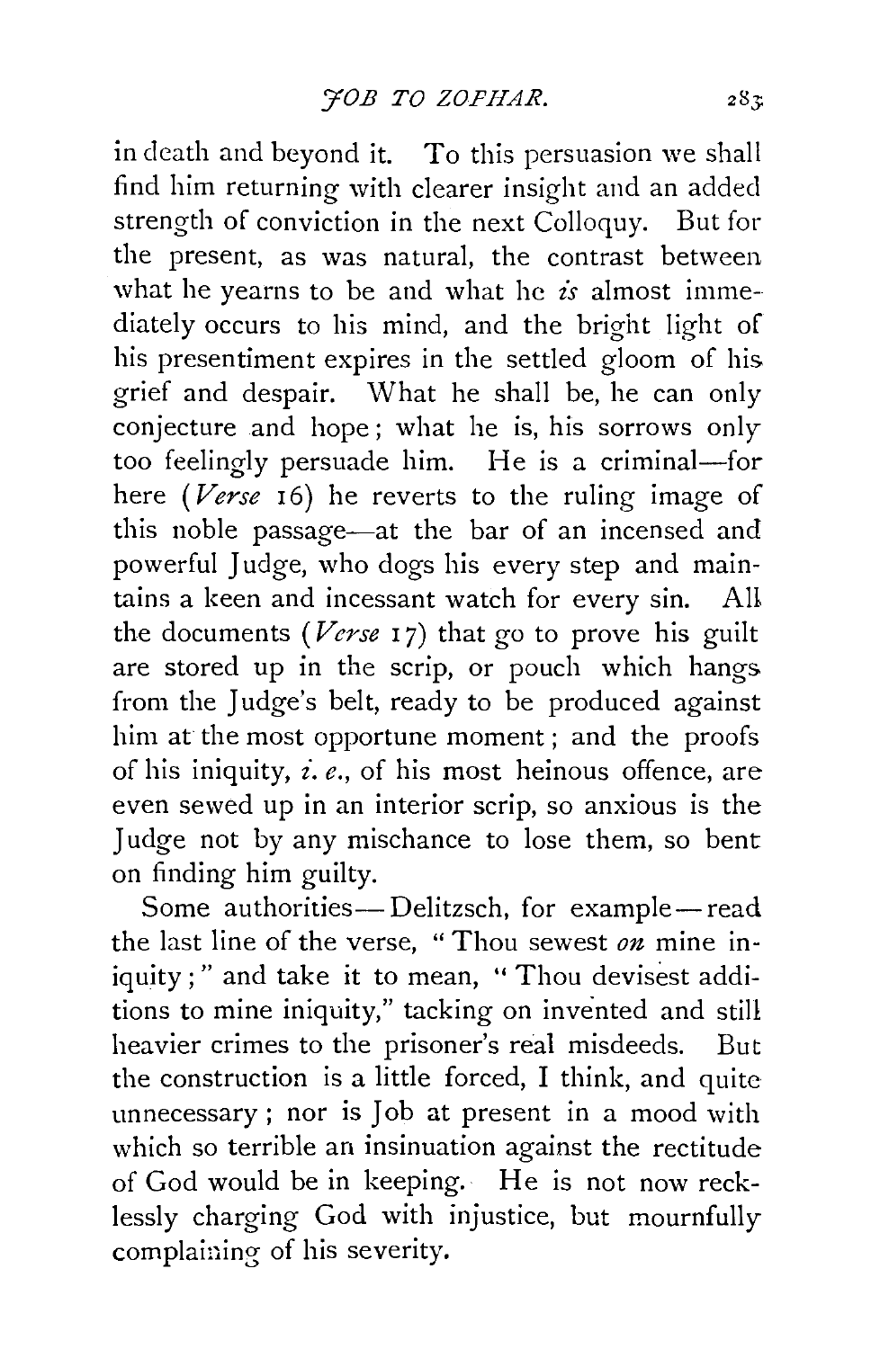in death and beyond it. To this persuasion we shall find him returning with clearer insight and an added strength of conviction in the next Colloquy. But for the present, as was natural, the contrast between what he yearns to be and what he *is* almost immediately occurs to his mind, and the bright light of his presentiment expires in the settled gloom of his grief and despair. What he shall be, he can only conjecture and hope; what he is, his sorrows only too feelingly persuade him. He is a criminal—for here (*Verse* 16) he reverts to the ruling image of this noble passage—at the bar of an incensed and powerful Judge, who dogs his every step and maintains a keen and incessant watch for every sin. All the documents (*Verse* 17) that go to prove his guilt are stored up in the scrip, or pouch which hangs from the Judge's belt, ready to be produced against him at the most opportune moment; and the proofs of his iniquity, *i. e.*, of his most heinous offence, are even sewed up in an interior scrip, so anxious is the Judge not by any mischance to lose them, so bent on finding him guilty.

Some authorities—Delitzsch, for example—read the last line of the verse, "Thou sewest *on* mine iniquity;" and take it to mean, "Thou devisest additions to mine iniquity," tacking on invented and still heavier crimes to the prisoner's real misdeeds. But the construction is a little forced, I think, and quite unnecessary; nor is Job at present in a mood with which so terrible an insinuation against the rectitude of God would be in keeping. He is not now recklessly charging God with injustice, but mournfully complaining of his severity.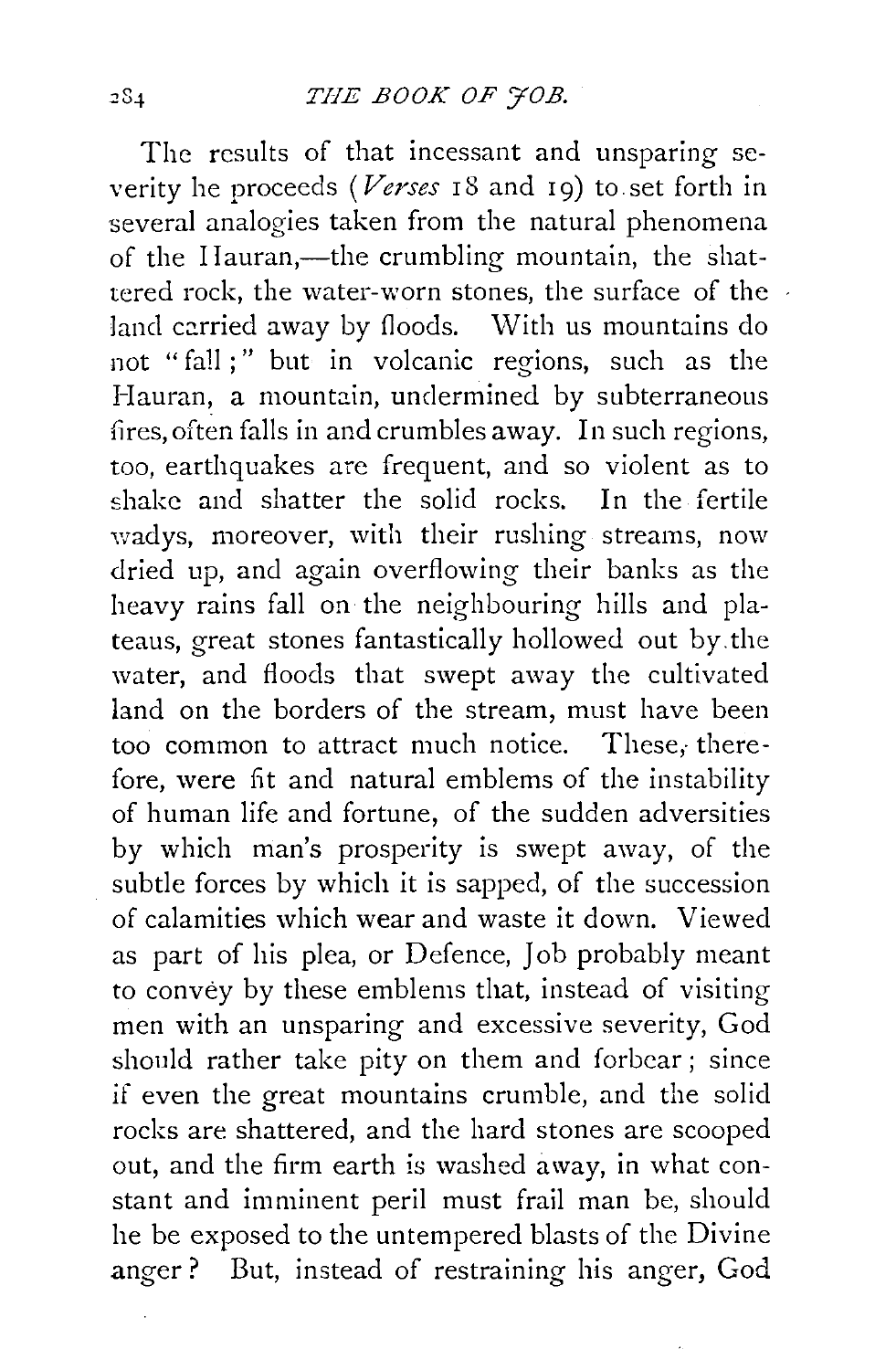The results of that incessant and unsparing severity he proceeds (*Verses* 18 and 19) to set forth in several analogies taken from the natural phenomena of the Hauran,—the crumbling mountain, the shattered rock, the water-worn stones, the surface of the land carried away by floods. With us mountains do not "fall;" but in volcanic regions, such as the Hauran, a mountain, undermined by subterraneous fires, often falls in and crumbles away. In such regions, too, earthquakes are frequent, and so violent as to shake and shatter the solid rocks. In the fertile wadys, moreover, with their rushing streams, now dried up, and again overflowing their banks as the heavy rains fall on the neighbouring hills and plateaus, great stones fantastically hollowed out by the water, and floods that swept away the cultivated land on the borders of the stream, must have been too common to attract much notice. These, therefore, were fit and natural emblems of the instability of human life and fortune, of the sudden adversities by which man's prosperity is swept away, of the subtle forces by which it is sapped, of the succession of calamities which wear and waste it down. Viewed as part of his plea, or Defence, Job probably meant to convey by these emblems that, instead of visiting men with an unsparing and excessive severity, God should rather take pity on them and forbear; since if even the great mountains crumble, and the solid rocks are shattered, and the hard stones are scooped out, and the firm earth is washed away, in what constant and imminent peril must frail man be, should he be exposed to the untempered blasts of the Divine anger? But, instead of restraining his anger, God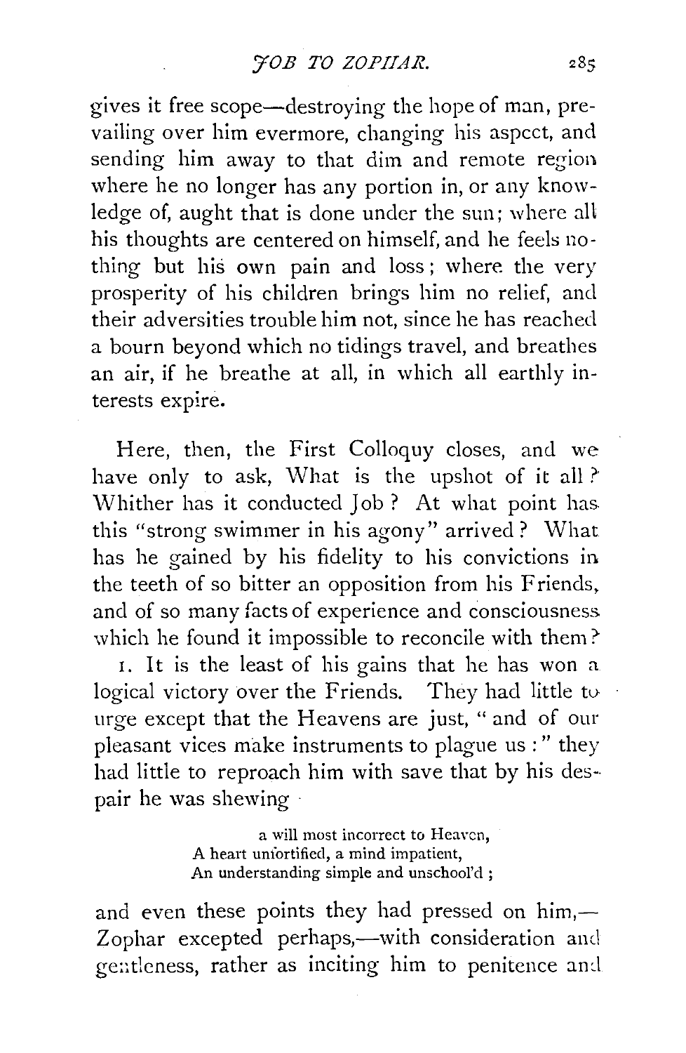gives it free scope—destroying the hope of man, prevailing over him evermore, changing his aspcct, and sending him away to that dim and remote region where he no longer has any portion in, or any knowledge of, aught that is done under the sun; where all his thoughts are centered on himself, and he feels nothing but his own pain and loss; where the very prosperity of his children brings him no relief, and their adversities trouble him not, since he has reached a bourn beyond which no tidings travel, and breathes an air, if he breathe at all, in which all earthly interests expire.

Here, then, the First Colloquy closes, and we have only to ask, What is the upshot of it all? Whither has it conducted Job? At what point has this "strong swimmer in his agony" arrived? What has he gained by his fidelity to his convictions in the teeth of so bitter an opposition from his Friends, and of so many facts of experience and consciousness which he found it impossible to reconcile with them?

1. It is the least of his gains that he has won a logical victory over the Friends. They had little to urge except that the Heavens are just, "and of our pleasant vices make instruments to plague us:" they had little to reproach him with save that by his despair he was shewing

> a will most incorrect to Heaven,
> A heart unfortified, a mind impatient,
> An understanding simple and unschool'd;

and even these points they had pressed on him,—Zophar excepted perhaps,—with consideration and gentleness, rather as inciting him to penitence and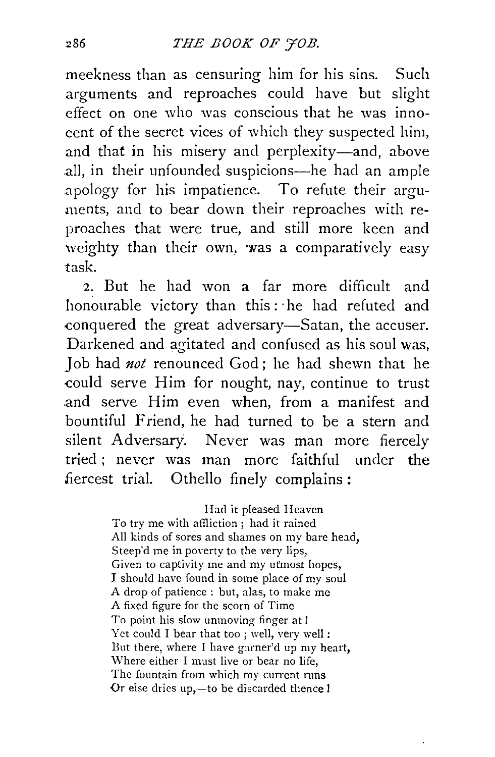meekness than as censuring him for his sins. Such arguments and reproaches could have but slight effect on one who was conscious that he was innocent of the secret vices of which they suspected him, and that in his misery and perplexity—and, above all, in their unfounded suspicions—he had an ample apology for his impatience. To refute their arguments, and to bear down their reproaches with reproaches that were true, and still more keen and weighty than their own, was a comparatively easy task.

2. But he had won a far more difficult and honourable victory than this: he had refuted and conquered the great adversary—Satan, the accuser. Darkened and agitated and confused as his soul was, Job had *not* renounced God; he had shewn that he could serve Him for nought, nay, continue to trust and serve Him even when, from a manifest and bountiful Friend, he had turned to be a stern and silent Adversary. Never was man more fiercely tried; never was man more faithful under the fiercest trial. Othello finely complains:

> Had it pleased Heaven
> To try me with affliction; had it rained
> All kinds of sores and shames on my bare head,
> Steep'd me in poverty to the very lips,
> Given to captivity me and my utmost hopes,
> I should have found in some place of my soul
> A drop of patience: but, alas, to make me
> A fixed figure for the scorn of Time
> To point his slow unmoving finger at!
> Yet could I bear that too; well, very well:
> But there, where I have garner'd up my heart,
> Where either I must live or bear no life,
> The fountain from which my current runs
> Or else dries up,—to be discarded thence!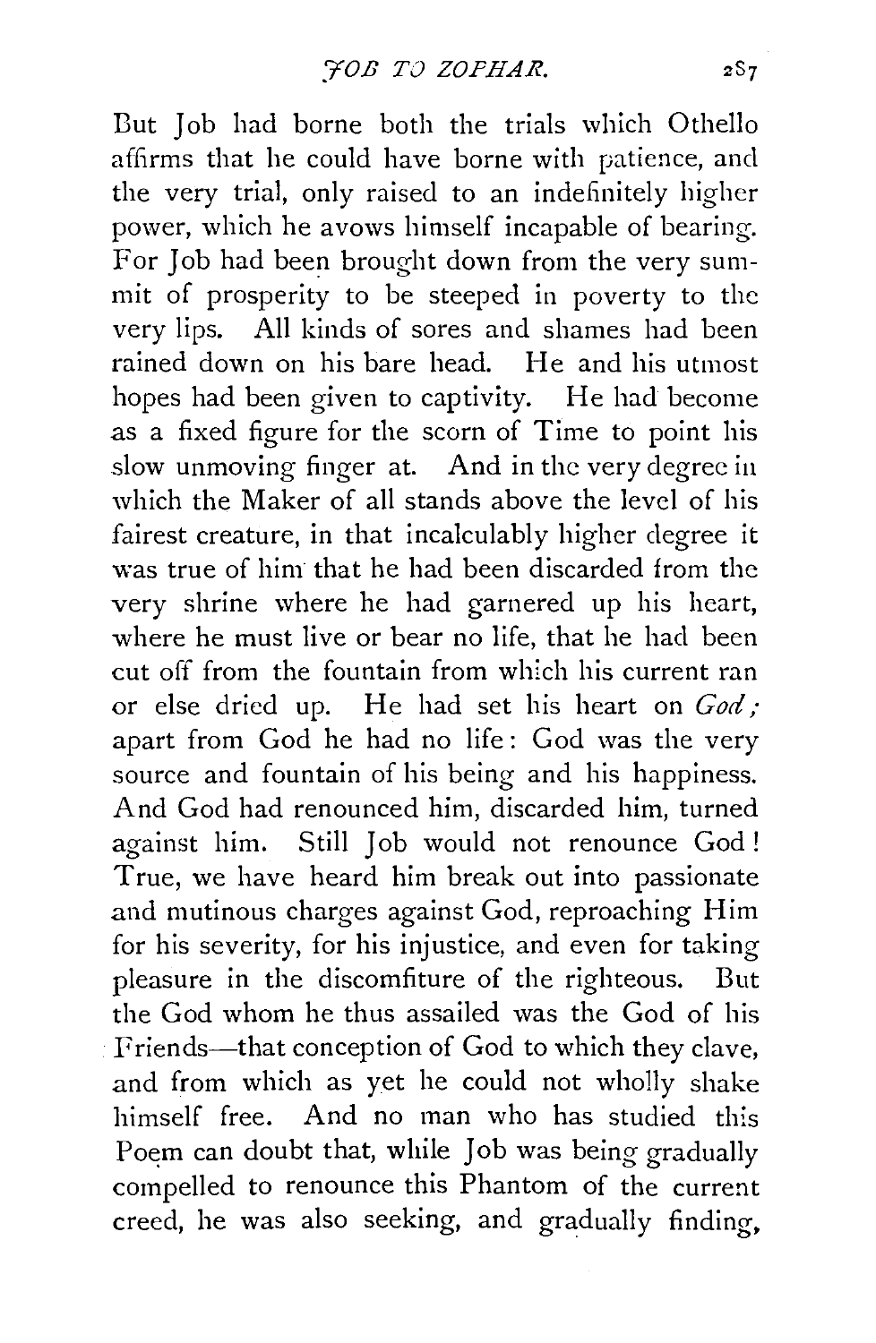But Job had borne both the trials which Othello affirms that he could have borne with patience, and the very trial, only raised to an indefinitely higher power, which he avows himself incapable of bearing. For Job had been brought down from the very summit of prosperity to be steeped in poverty to the very lips. All kinds of sores and shames had been rained down on his bare head. He and his utmost hopes had been given to captivity. He had become as a fixed figure for the scorn of Time to point his slow unmoving finger at. And in the very degree in which the Maker of all stands above the level of his fairest creature, in that incalculably higher degree it was true of him that he had been discarded from the very shrine where he had garnered up his heart, where he must live or bear no life, that he had been cut off from the fountain from which his current ran or else dried up. He had set his heart on *God;* apart from God he had no life: God was the very source and fountain of his being and his happiness. And God had renounced him, discarded him, turned against him. Still Job would not renounce God! True, we have heard him break out into passionate and mutinous charges against God, reproaching Him for his severity, for his injustice, and even for taking pleasure in the discomfiture of the righteous. But the God whom he thus assailed was the God of his Friends—that conception of God to which they clave, and from which as yet he could not wholly shake himself free. And no man who has studied this Poem can doubt that, while Job was being gradually compelled to renounce this Phantom of the current creed, he was also seeking, and gradually finding,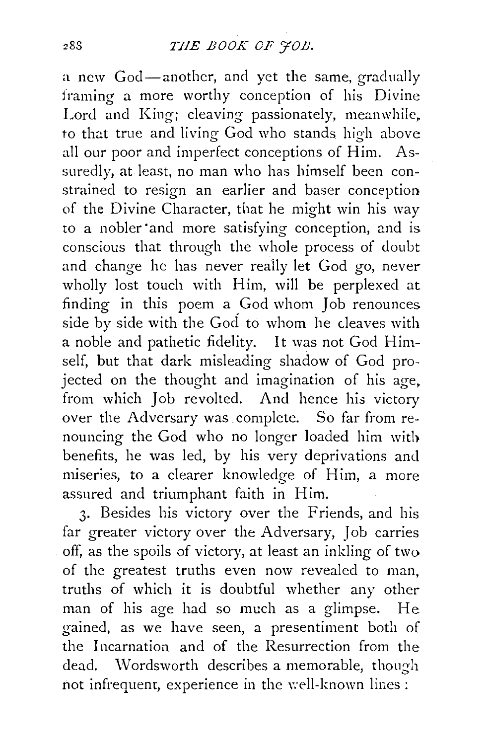a new God—another, and yet the same, gradually framing a more worthy conception of his Divine Lord and King; cleaving passionately, meanwhile, to that true and living God who stands high above all our poor and imperfect conceptions of Him. Assuredly, at least, no man who has himself been constrained to resign an earlier and baser conception of the Divine Character, that he might win his way to a nobler and more satisfying conception, and is conscious that through the whole process of doubt and change he has never really let God go, never wholly lost touch with Him, will be perplexed at finding in this poem a God whom Job renounces side by side with the God to whom he cleaves with a noble and pathetic fidelity. It was not God Himself, but that dark misleading shadow of God projected on the thought and imagination of his age, from which Job revolted. And hence his victory over the Adversary was complete. So far from renouncing the God who no longer loaded him with benefits, he was led, by his very deprivations and miseries, to a clearer knowledge of Him, a more assured and triumphant faith in Him.

3. Besides his victory over the Friends, and his far greater victory over the Adversary, Job carries off, as the spoils of victory, at least an inkling of two of the greatest truths even now revealed to man, truths of which it is doubtful whether any other man of his age had so much as a glimpse. He gained, as we have seen, a presentiment both of the Incarnation and of the Resurrection from the dead. Wordsworth describes a memorable, though not infrequent, experience in the well-known lines: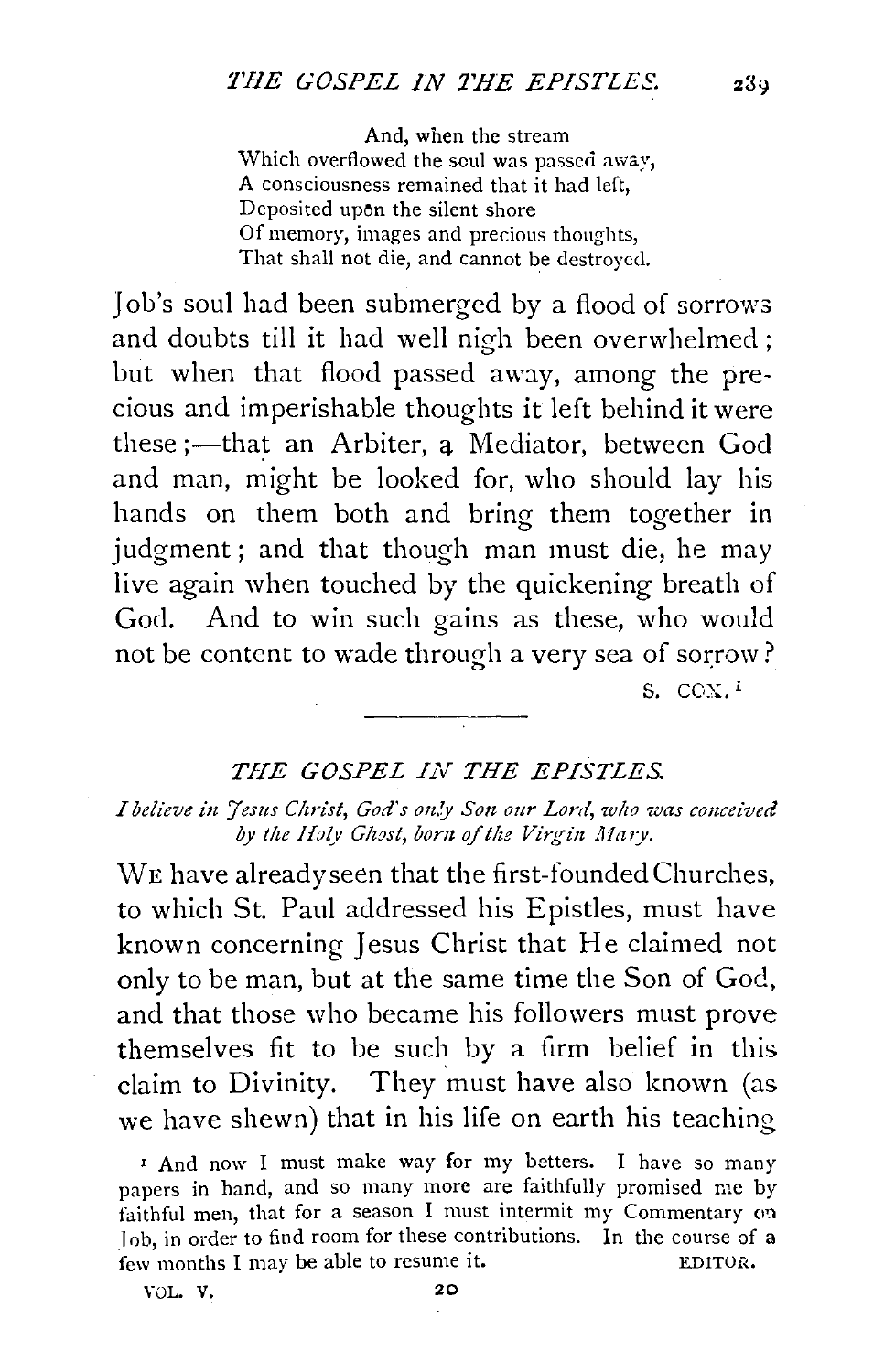And, when the stream
Which overflowed the soul was passed away,
A consciousness remained that it had left,
Deposited upon the silent shore
Of memory, images and precious thoughts,
That shall not die, and cannot be destroyed.

Job's soul had been submerged by a flood of sorrows and doubts till it had well nigh been overwhelmed; but when that flood passed away, among the precious and imperishable thoughts it left behind it were these;—that an Arbiter, a Mediator, between God and man, might be looked for, who should lay his hands on them both and bring them together in judgment; and that though man must die, he may live again when touched by the quickening breath of God. And to win such gains as these, who would not be content to wade through a very sea of sorrow?

S. COX.[1]

---

## *THE GOSPEL IN THE EPISTLES.*

*I believe in Jesus Christ, God's only Son our Lord, who was conceived by the Holy Ghost, born of the Virgin Mary.*

WE have already seen that the first-founded Churches, to which St. Paul addressed his Epistles, must have known concerning Jesus Christ that He claimed not only to be man, but at the same time the Son of God, and that those who became his followers must prove themselves fit to be such by a firm belief in this claim to Divinity. They must have also known (as we have shewn) that in his life on earth his teaching

[1] And now I must make way for my betters. I have so many papers in hand, and so many more are faithfully promised me by faithful men, that for a season I must intermit my Commentary on Job, in order to find room for these contributions. In the course of a few months I may be able to resume it. EDITOR.